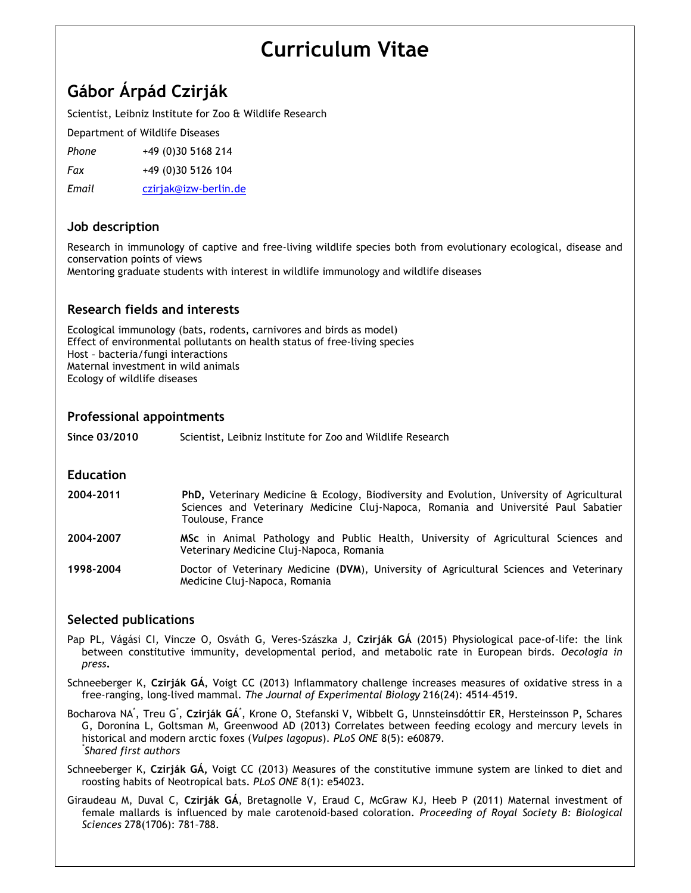# Curriculum Vitae

## Gábor Árpád Czirják

Scientist, Leibniz Institute for Zoo & Wildlife Research

Department of Wildlife Diseases

*Phone* +49 (0)30 5168 214

*Fax* +49 (0)30 5126 104

*Email* czirjak@izw-berlin.de

### Job description

Research in immunology of captive and free-living wildlife species both from evolutionary ecological, disease and conservation points of views
Mentoring graduate students with interest in wildlife immunology and wildlife diseases

### Research fields and interests

Ecological immunology (bats, rodents, carnivores and birds as model)
Effect of environmental pollutants on health status of free-living species
Host – bacteria/fungi interactions
Maternal investment in wild animals
Ecology of wildlife diseases

### Professional appointments

| | |
|---|---|
| **Since 03/2010** | Scientist, Leibniz Institute for Zoo and Wildlife Research |

### Education

| | |
|---|---|
| **2004-2011** | **PhD,** Veterinary Medicine & Ecology, Biodiversity and Evolution, University of Agricultural Sciences and Veterinary Medicine Cluj-Napoca, Romania and Université Paul Sabatier Toulouse, France |
| **2004-2007** | **MSc** in Animal Pathology and Public Health, University of Agricultural Sciences and Veterinary Medicine Cluj-Napoca, Romania |
| **1998-2004** | Doctor of Veterinary Medicine (**DVM**), University of Agricultural Sciences and Veterinary Medicine Cluj-Napoca, Romania |

### Selected publications

Pap PL, Vágási CI, Vincze O, Osváth G, Veres-Szászka J, **Czirják GÁ** (2015) Physiological pace-of-life: the link between constitutive immunity, developmental period, and metabolic rate in European birds. *Oecologia in press***.**

Schneeberger K, **Czirják GÁ**, Voigt CC (2013) Inflammatory challenge increases measures of oxidative stress in a free-ranging, long-lived mammal. *The Journal of Experimental Biology* 216(24): 4514–4519.

Bocharova NA*, Treu G*, **Czirják GÁ***, Krone O, Stefanski V, Wibbelt G, Unnsteinsdóttir ER, Hersteinsson P, Schares G, Doronina L, Goltsman M, Greenwood AD (2013) Correlates between feeding ecology and mercury levels in historical and modern arctic foxes (*Vulpes lagopus*). *PLoS ONE* 8(5): e60879.
*\*Shared first authors*

Schneeberger K, **Czirják GÁ**, Voigt CC (2013) Measures of the constitutive immune system are linked to diet and roosting habits of Neotropical bats. *PLoS ONE* 8(1): e54023.

Giraudeau M, Duval C, **Czirják GÁ**, Bretagnolle V, Eraud C, McGraw KJ, Heeb P (2011) Maternal investment of female mallards is influenced by male carotenoid-based coloration. *Proceeding of Royal Society B: Biological Sciences* 278(1706): 781–788.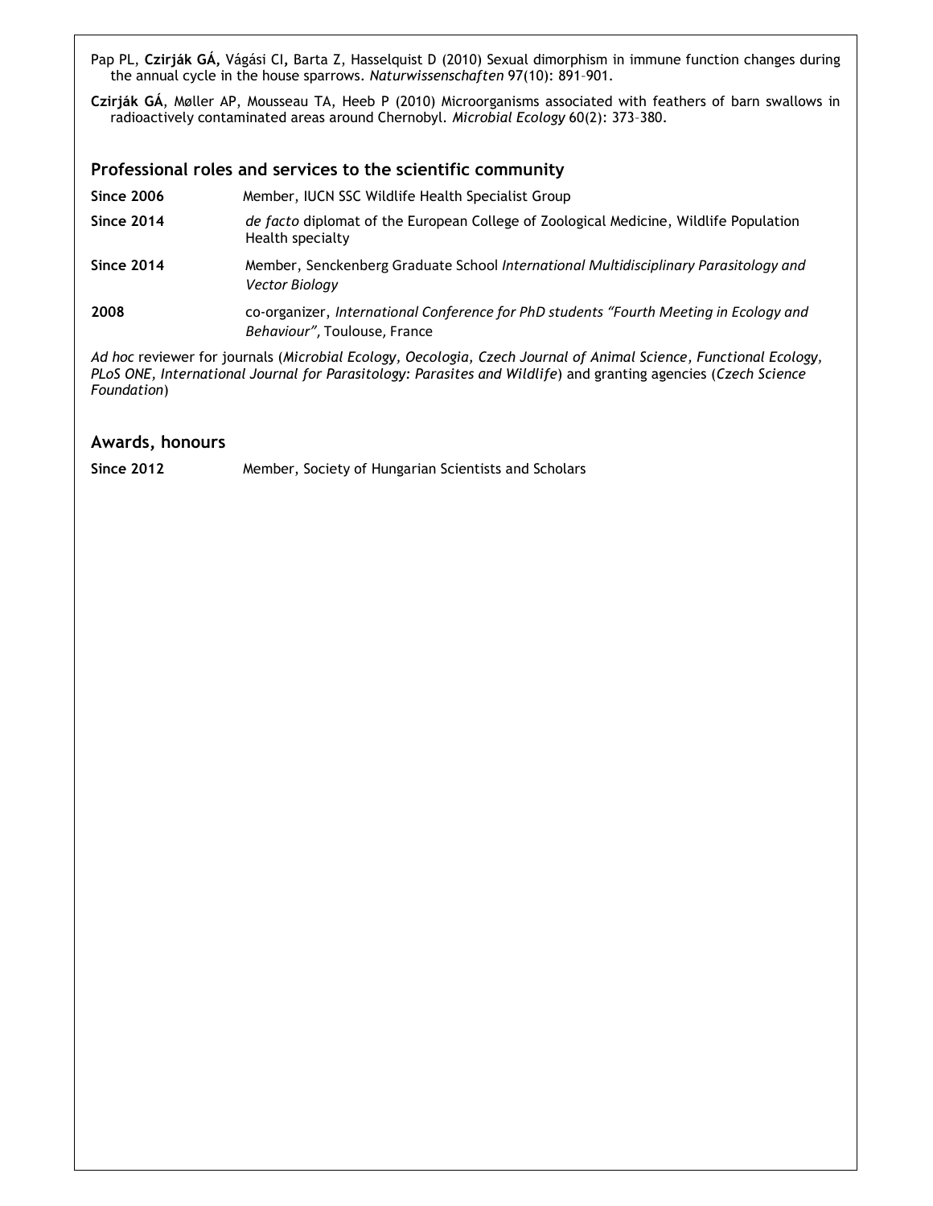Pap PL, **Czirják GÁ,** Vágási CI**,** Barta Z, Hasselquist D (2010) Sexual dimorphism in immune function changes during the annual cycle in the house sparrows. *Naturwissenschaften* 97(10): 891–901.

**Czirják GÁ**, Møller AP, Mousseau TA, Heeb P (2010) Microorganisms associated with feathers of barn swallows in radioactively contaminated areas around Chernobyl. *Microbial Ecology* 60(2): 373–380.

## Professional roles and services to the scientific community

| | |
|---|---|
| **Since 2006** | Member, IUCN SSC Wildlife Health Specialist Group |
| **Since 2014** | *de facto* diplomat of the European College of Zoological Medicine, Wildlife Population Health specialty |
| **Since 2014** | Member, Senckenberg Graduate School *International Multidisciplinary Parasitology and Vector Biology* |
| **2008** | co-organizer, *International Conference for PhD students "Fourth Meeting in Ecology and Behaviour",* Toulouse, France |

*Ad hoc* reviewer for journals (*Microbial Ecology, Oecologia, Czech Journal of Animal Science, Functional Ecology, PLoS ONE, International Journal for Parasitology: Parasites and Wildlife*) and granting agencies (*Czech Science Foundation*)

## Awards, honours

| | |
|---|---|
| **Since 2012** | Member, Society of Hungarian Scientists and Scholars |